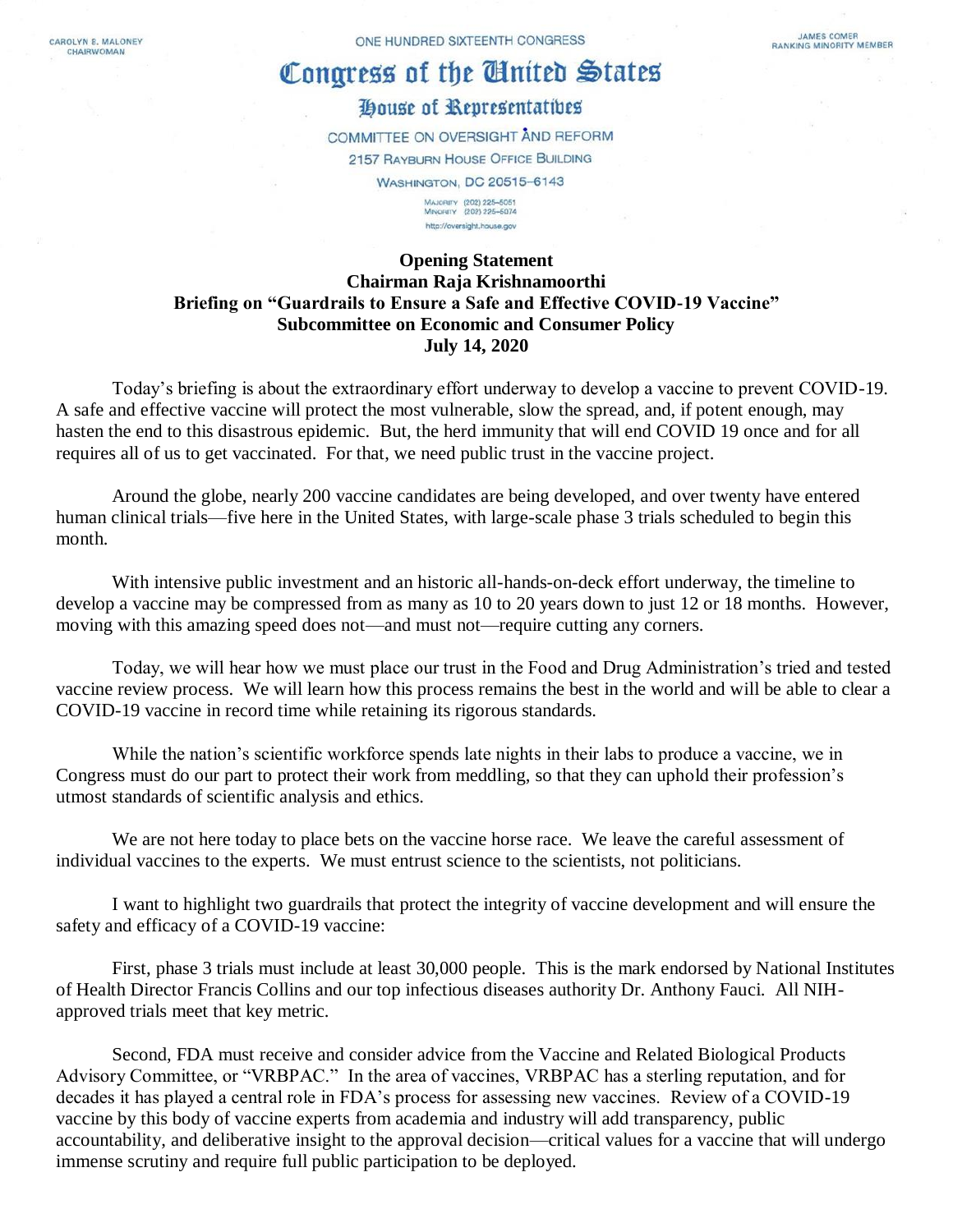CAROLYN B. MALONEY
CHAIRWOMAN

ONE HUNDRED SIXTEENTH CONGRESS

JAMES COMER
RANKING MINORITY MEMBER

# Congress of the United States

## House of Representatives

COMMITTEE ON OVERSIGHT AND REFORM
2157 RAYBURN HOUSE OFFICE BUILDING
WASHINGTON, DC 20515–6143

MAJORITY (202) 225–5051
MINORITY (202) 225–5074
http://oversight.house.gov

**Opening Statement**
**Chairman Raja Krishnamoorthi**
**Briefing on "Guardrails to Ensure a Safe and Effective COVID-19 Vaccine"**
**Subcommittee on Economic and Consumer Policy**
**July 14, 2020**

Today's briefing is about the extraordinary effort underway to develop a vaccine to prevent COVID-19. A safe and effective vaccine will protect the most vulnerable, slow the spread, and, if potent enough, may hasten the end to this disastrous epidemic. But, the herd immunity that will end COVID 19 once and for all requires all of us to get vaccinated. For that, we need public trust in the vaccine project.

Around the globe, nearly 200 vaccine candidates are being developed, and over twenty have entered human clinical trials—five here in the United States, with large-scale phase 3 trials scheduled to begin this month.

With intensive public investment and an historic all-hands-on-deck effort underway, the timeline to develop a vaccine may be compressed from as many as 10 to 20 years down to just 12 or 18 months. However, moving with this amazing speed does not—and must not—require cutting any corners.

Today, we will hear how we must place our trust in the Food and Drug Administration's tried and tested vaccine review process. We will learn how this process remains the best in the world and will be able to clear a COVID-19 vaccine in record time while retaining its rigorous standards.

While the nation's scientific workforce spends late nights in their labs to produce a vaccine, we in Congress must do our part to protect their work from meddling, so that they can uphold their profession's utmost standards of scientific analysis and ethics.

We are not here today to place bets on the vaccine horse race. We leave the careful assessment of individual vaccines to the experts. We must entrust science to the scientists, not politicians.

I want to highlight two guardrails that protect the integrity of vaccine development and will ensure the safety and efficacy of a COVID-19 vaccine:

First, phase 3 trials must include at least 30,000 people. This is the mark endorsed by National Institutes of Health Director Francis Collins and our top infectious diseases authority Dr. Anthony Fauci. All NIH-approved trials meet that key metric.

Second, FDA must receive and consider advice from the Vaccine and Related Biological Products Advisory Committee, or "VRBPAC." In the area of vaccines, VRBPAC has a sterling reputation, and for decades it has played a central role in FDA's process for assessing new vaccines. Review of a COVID-19 vaccine by this body of vaccine experts from academia and industry will add transparency, public accountability, and deliberative insight to the approval decision—critical values for a vaccine that will undergo immense scrutiny and require full public participation to be deployed.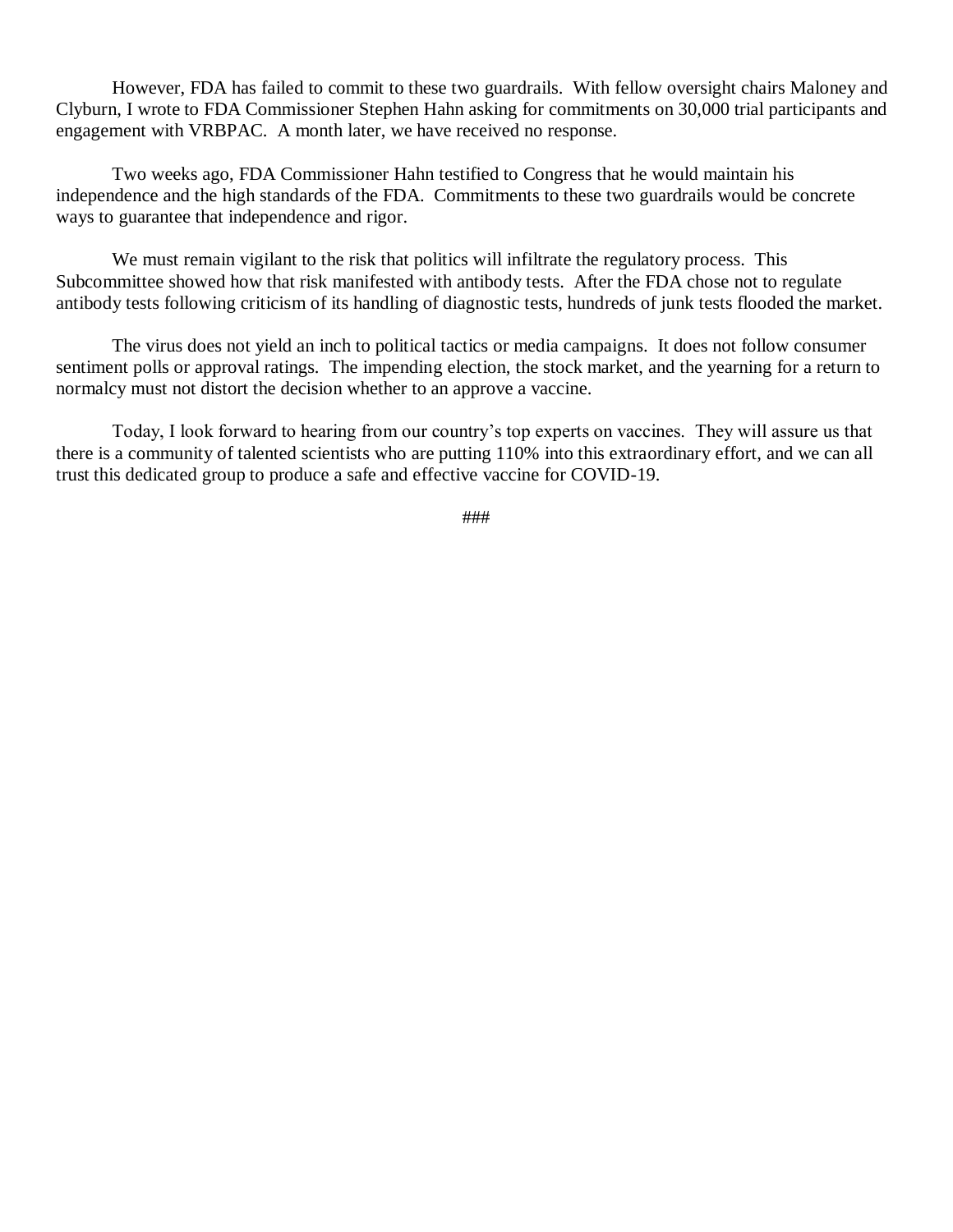However, FDA has failed to commit to these two guardrails. With fellow oversight chairs Maloney and Clyburn, I wrote to FDA Commissioner Stephen Hahn asking for commitments on 30,000 trial participants and engagement with VRBPAC. A month later, we have received no response.

Two weeks ago, FDA Commissioner Hahn testified to Congress that he would maintain his independence and the high standards of the FDA. Commitments to these two guardrails would be concrete ways to guarantee that independence and rigor.

We must remain vigilant to the risk that politics will infiltrate the regulatory process. This Subcommittee showed how that risk manifested with antibody tests. After the FDA chose not to regulate antibody tests following criticism of its handling of diagnostic tests, hundreds of junk tests flooded the market.

The virus does not yield an inch to political tactics or media campaigns. It does not follow consumer sentiment polls or approval ratings. The impending election, the stock market, and the yearning for a return to normalcy must not distort the decision whether to an approve a vaccine.

Today, I look forward to hearing from our country's top experts on vaccines. They will assure us that there is a community of talented scientists who are putting 110% into this extraordinary effort, and we can all trust this dedicated group to produce a safe and effective vaccine for COVID-19.

###